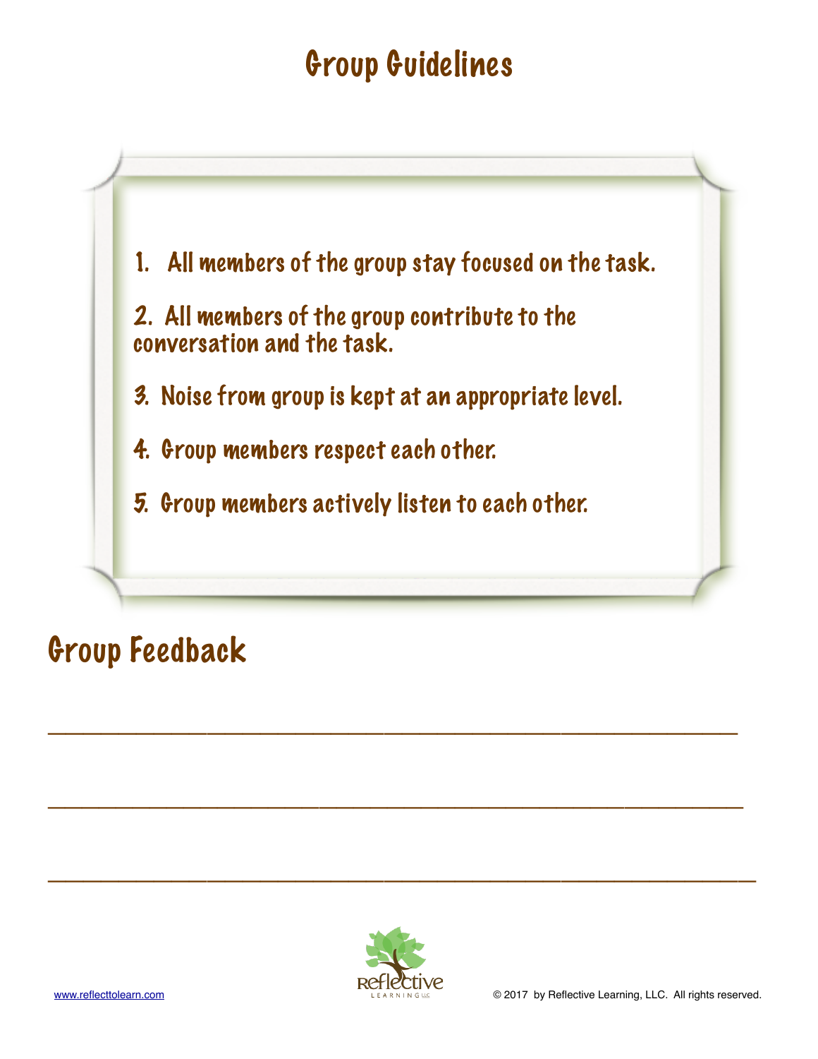# Group Guidelines

1. All members of the group stay focused on the task.

2. All members of the group contribute to the conversation and the task.

3. Noise from group is kept at an appropriate level.

4. Group members respect each other.

5. Group members actively listen to each other.

## Group Feedback

\_\_\_\_\_\_\_\_\_\_\_\_\_\_\_\_\_\_\_\_\_\_\_\_\_\_\_\_\_\_\_\_\_\_\_\_\_\_\_\_\_\_\_\_\_\_\_\_\_\_\_\_\_\_\_\_

\_\_\_\_\_\_\_\_\_\_\_\_\_\_\_\_\_\_\_\_\_\_\_\_\_\_\_\_\_\_\_\_\_\_\_\_\_\_\_\_\_\_\_\_\_\_\_\_\_\_\_\_\_\_\_\_

\_\_\_\_\_\_\_\_\_\_\_\_\_\_\_\_\_\_\_\_\_\_\_\_\_\_\_\_\_\_\_\_\_\_\_\_\_\_\_\_\_\_\_\_\_\_\_\_\_\_\_\_\_\_\_\_

www.reflecttolearn.com

Reflective LEARNING LLC

© 2017 by Reflective Learning, LLC. All rights reserved.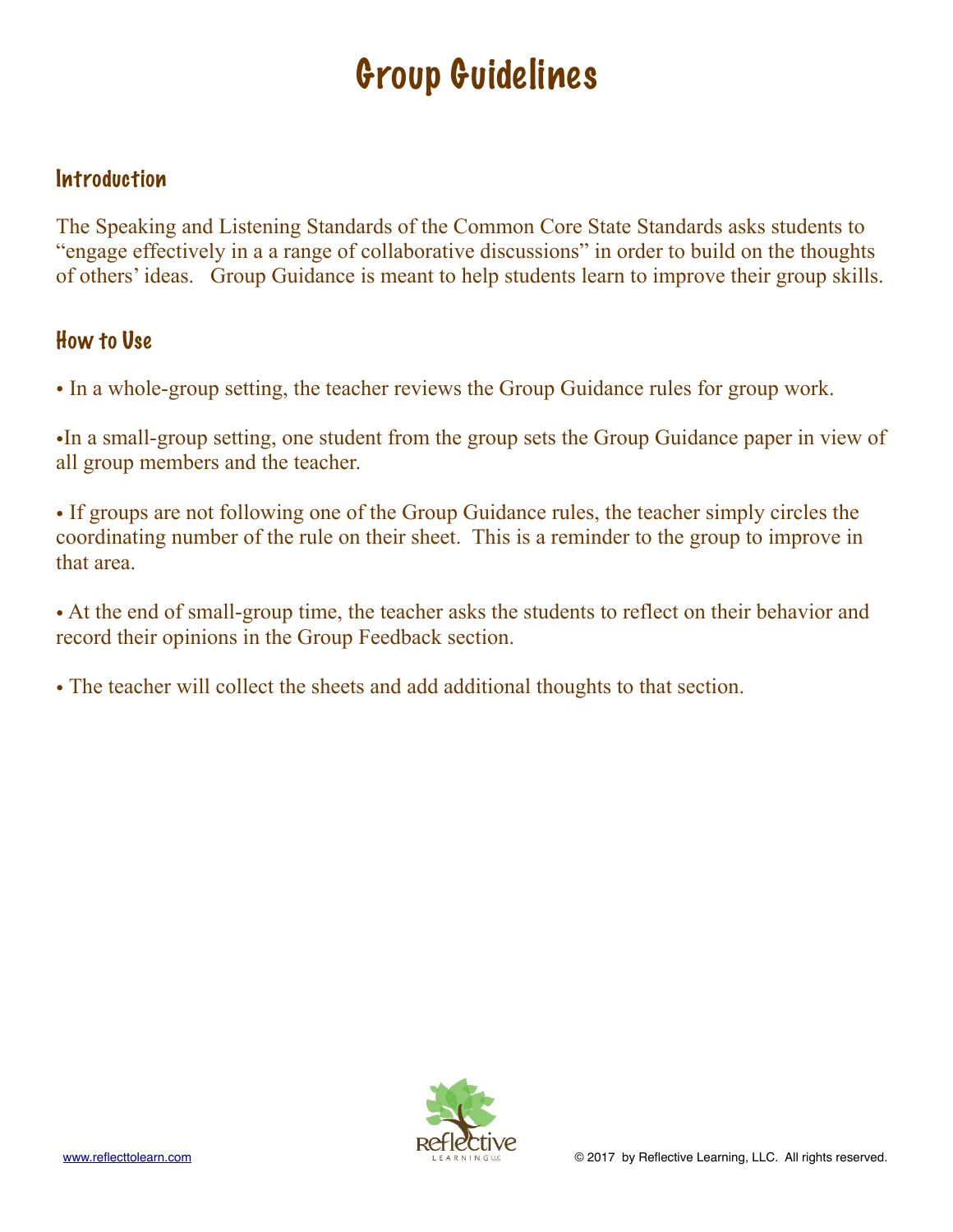# Group Guidelines

## Introduction

The Speaking and Listening Standards of the Common Core State Standards asks students to "engage effectively in a a range of collaborative discussions" in order to build on the thoughts of others' ideas. Group Guidance is meant to help students learn to improve their group skills.

## How to Use

- In a whole-group setting, the teacher reviews the Group Guidance rules for group work.

- In a small-group setting, one student from the group sets the Group Guidance paper in view of all group members and the teacher.

- If groups are not following one of the Group Guidance rules, the teacher simply circles the coordinating number of the rule on their sheet. This is a reminder to the group to improve in that area.

- At the end of small-group time, the teacher asks the students to reflect on their behavior and record their opinions in the Group Feedback section.

- The teacher will collect the sheets and add additional thoughts to that section.

Reflective LEARNING LLC

www.reflecttolearn.com

© 2017 by Reflective Learning, LLC. All rights reserved.